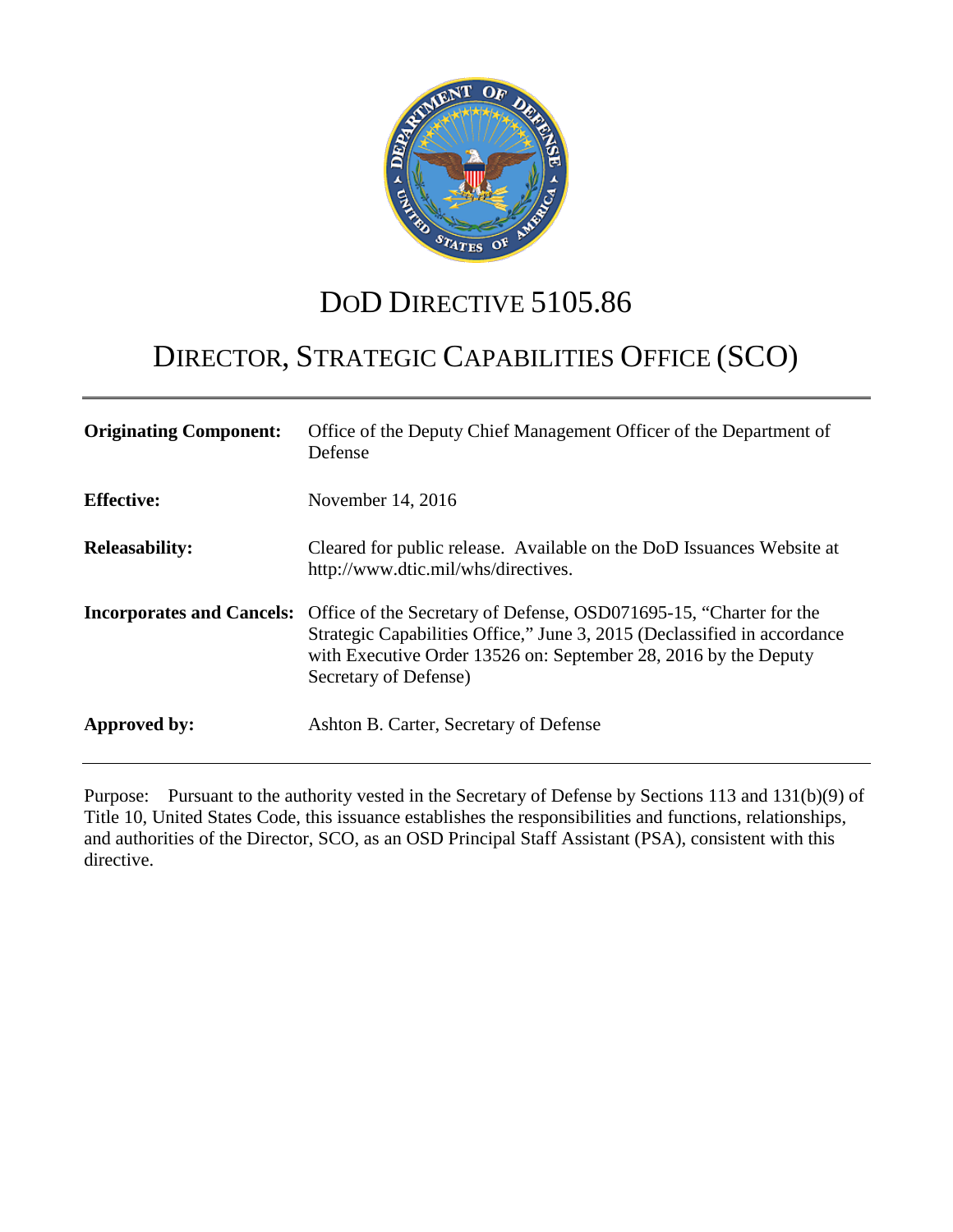# DoD DIRECTIVE 5105.86

# DIRECTOR, STRATEGIC CAPABILITIES OFFICE (SCO)

| | |
|---|---|
| **Originating Component:** | Office of the Deputy Chief Management Officer of the Department of Defense |
| **Effective:** | November 14, 2016 |
| **Releasability:** | Cleared for public release. Available on the DoD Issuances Website at http://www.dtic.mil/whs/directives. |
| **Incorporates and Cancels:** | Office of the Secretary of Defense, OSD071695-15, "Charter for the Strategic Capabilities Office," June 3, 2015 (Declassified in accordance with Executive Order 13526 on: September 28, 2016 by the Deputy Secretary of Defense) |
| **Approved by:** | Ashton B. Carter, Secretary of Defense |

Purpose: Pursuant to the authority vested in the Secretary of Defense by Sections 113 and 131(b)(9) of Title 10, United States Code, this issuance establishes the responsibilities and functions, relationships, and authorities of the Director, SCO, as an OSD Principal Staff Assistant (PSA), consistent with this directive.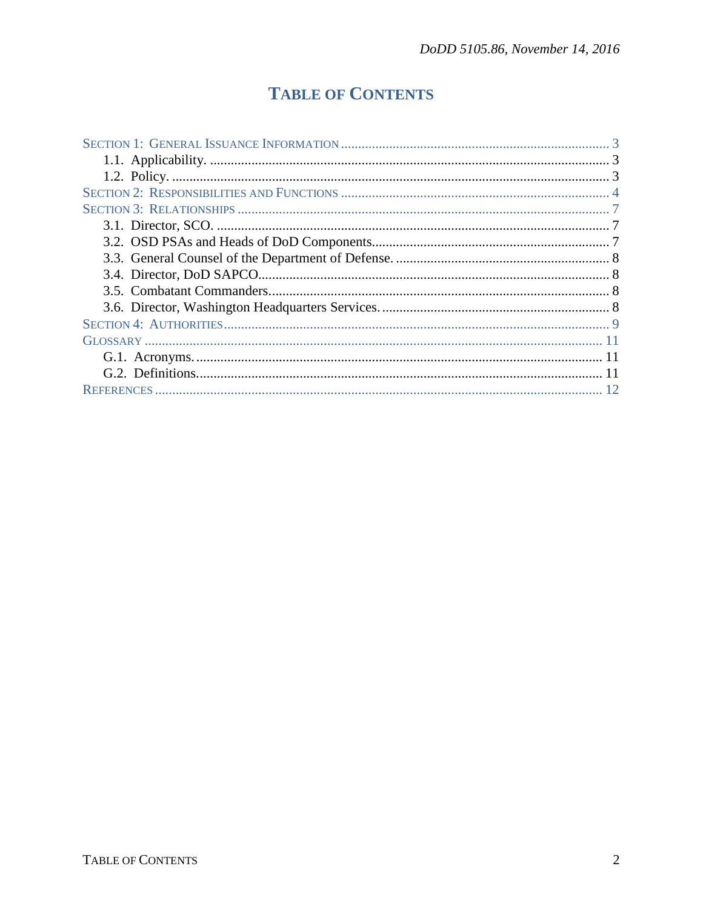# TABLE OF CONTENTS

SECTION 1: GENERAL ISSUANCE INFORMATION ..... 3
  1.1. Applicability. ..... 3
  1.2. Policy. ..... 3
SECTION 2: RESPONSIBILITIES AND FUNCTIONS ..... 4
SECTION 3: RELATIONSHIPS ..... 7
  3.1. Director, SCO. ..... 7
  3.2. OSD PSAs and Heads of DoD Components. ..... 7
  3.3. General Counsel of the Department of Defense. ..... 8
  3.4. Director, DoD SAPCO. ..... 8
  3.5. Combatant Commanders. ..... 8
  3.6. Director, Washington Headquarters Services. ..... 8
SECTION 4: AUTHORITIES ..... 9
GLOSSARY ..... 11
  G.1. Acronyms. ..... 11
  G.2. Definitions. ..... 11
REFERENCES ..... 12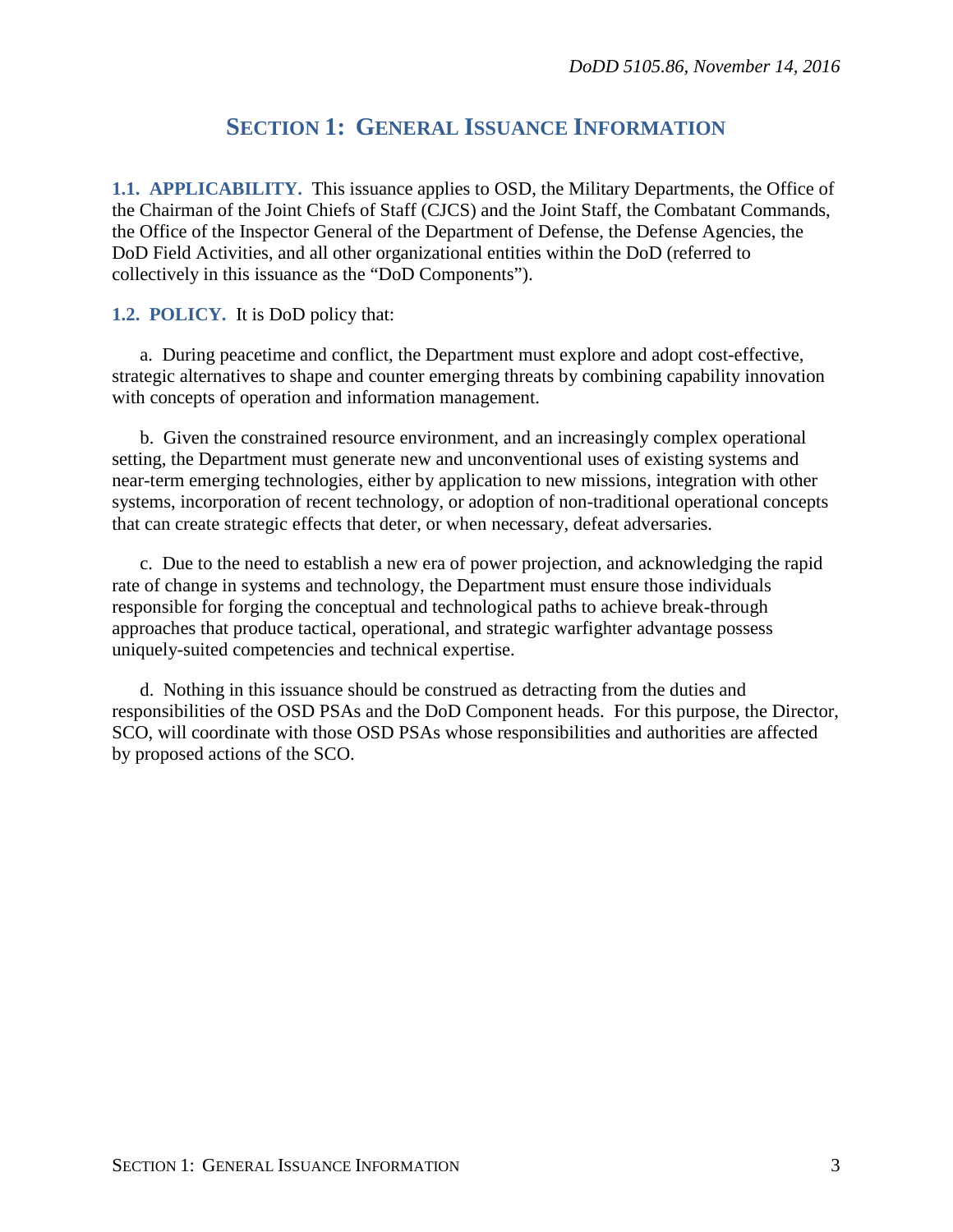# SECTION 1: GENERAL ISSUANCE INFORMATION

**1.1. APPLICABILITY.** This issuance applies to OSD, the Military Departments, the Office of the Chairman of the Joint Chiefs of Staff (CJCS) and the Joint Staff, the Combatant Commands, the Office of the Inspector General of the Department of Defense, the Defense Agencies, the DoD Field Activities, and all other organizational entities within the DoD (referred to collectively in this issuance as the "DoD Components").

**1.2. POLICY.** It is DoD policy that:

a. During peacetime and conflict, the Department must explore and adopt cost-effective, strategic alternatives to shape and counter emerging threats by combining capability innovation with concepts of operation and information management.

b. Given the constrained resource environment, and an increasingly complex operational setting, the Department must generate new and unconventional uses of existing systems and near-term emerging technologies, either by application to new missions, integration with other systems, incorporation of recent technology, or adoption of non-traditional operational concepts that can create strategic effects that deter, or when necessary, defeat adversaries.

c. Due to the need to establish a new era of power projection, and acknowledging the rapid rate of change in systems and technology, the Department must ensure those individuals responsible for forging the conceptual and technological paths to achieve break-through approaches that produce tactical, operational, and strategic warfighter advantage possess uniquely-suited competencies and technical expertise.

d. Nothing in this issuance should be construed as detracting from the duties and responsibilities of the OSD PSAs and the DoD Component heads. For this purpose, the Director, SCO, will coordinate with those OSD PSAs whose responsibilities and authorities are affected by proposed actions of the SCO.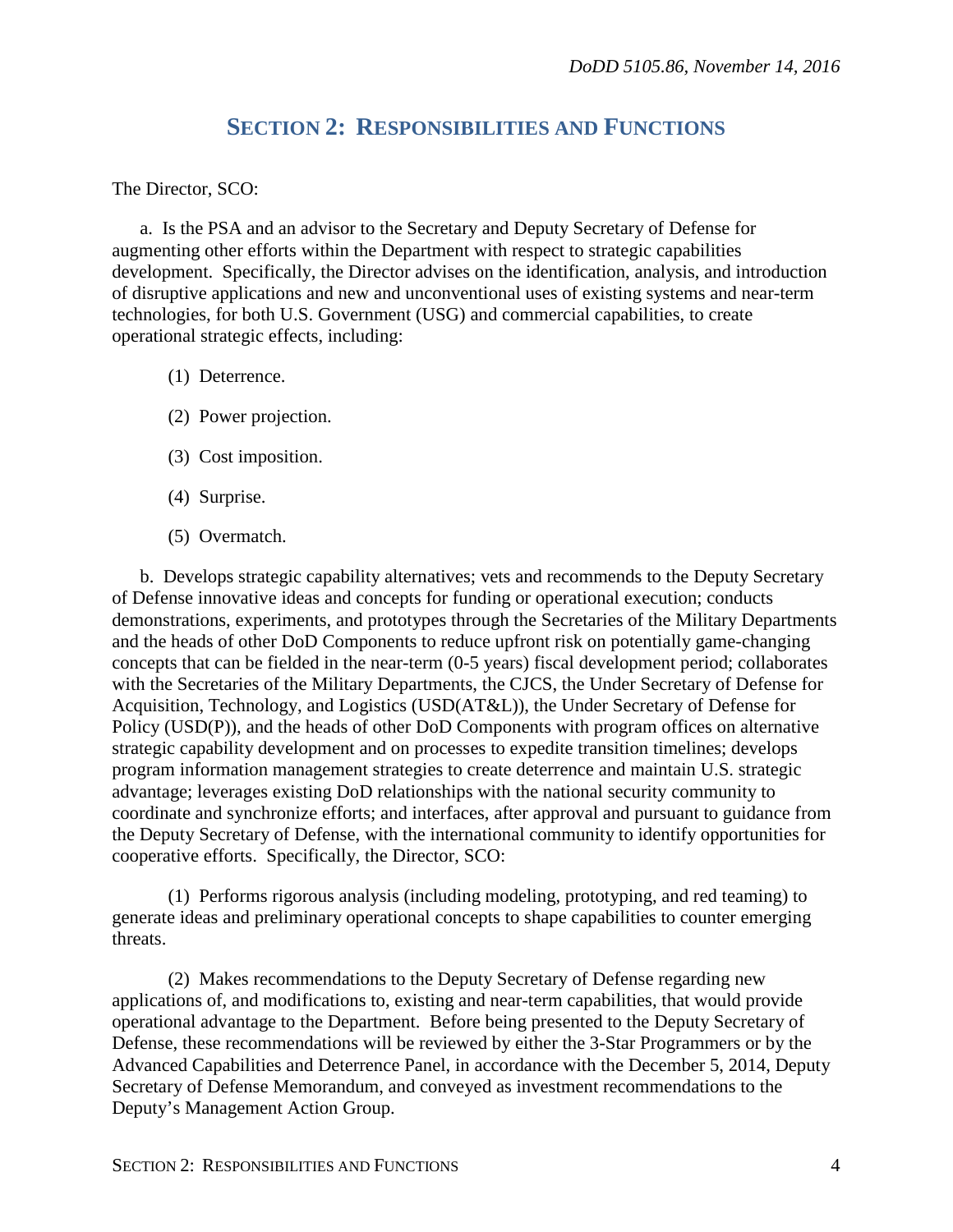## SECTION 2: RESPONSIBILITIES AND FUNCTIONS

The Director, SCO:

a. Is the PSA and an advisor to the Secretary and Deputy Secretary of Defense for augmenting other efforts within the Department with respect to strategic capabilities development. Specifically, the Director advises on the identification, analysis, and introduction of disruptive applications and new and unconventional uses of existing systems and near-term technologies, for both U.S. Government (USG) and commercial capabilities, to create operational strategic effects, including:

(1) Deterrence.

(2) Power projection.

(3) Cost imposition.

(4) Surprise.

(5) Overmatch.

b. Develops strategic capability alternatives; vets and recommends to the Deputy Secretary of Defense innovative ideas and concepts for funding or operational execution; conducts demonstrations, experiments, and prototypes through the Secretaries of the Military Departments and the heads of other DoD Components to reduce upfront risk on potentially game-changing concepts that can be fielded in the near-term (0-5 years) fiscal development period; collaborates with the Secretaries of the Military Departments, the CJCS, the Under Secretary of Defense for Acquisition, Technology, and Logistics (USD(AT&L)), the Under Secretary of Defense for Policy (USD(P)), and the heads of other DoD Components with program offices on alternative strategic capability development and on processes to expedite transition timelines; develops program information management strategies to create deterrence and maintain U.S. strategic advantage; leverages existing DoD relationships with the national security community to coordinate and synchronize efforts; and interfaces, after approval and pursuant to guidance from the Deputy Secretary of Defense, with the international community to identify opportunities for cooperative efforts. Specifically, the Director, SCO:

(1) Performs rigorous analysis (including modeling, prototyping, and red teaming) to generate ideas and preliminary operational concepts to shape capabilities to counter emerging threats.

(2) Makes recommendations to the Deputy Secretary of Defense regarding new applications of, and modifications to, existing and near-term capabilities, that would provide operational advantage to the Department. Before being presented to the Deputy Secretary of Defense, these recommendations will be reviewed by either the 3-Star Programmers or by the Advanced Capabilities and Deterrence Panel, in accordance with the December 5, 2014, Deputy Secretary of Defense Memorandum, and conveyed as investment recommendations to the Deputy's Management Action Group.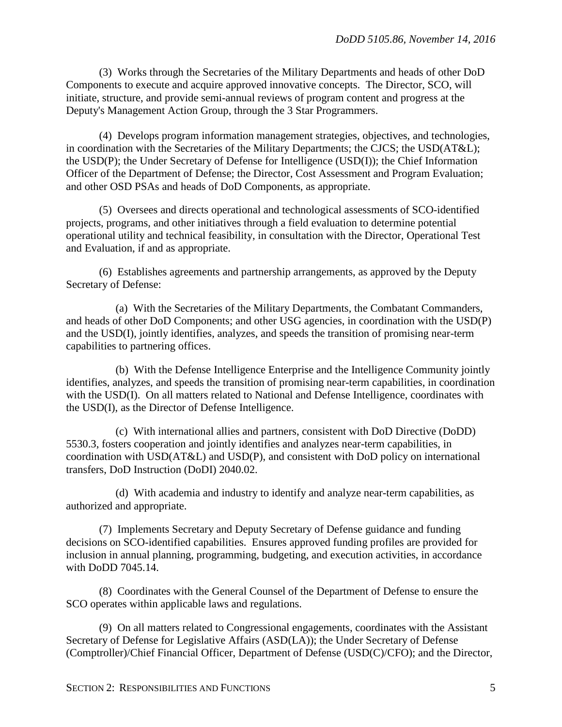(3) Works through the Secretaries of the Military Departments and heads of other DoD Components to execute and acquire approved innovative concepts. The Director, SCO, will initiate, structure, and provide semi-annual reviews of program content and progress at the Deputy's Management Action Group, through the 3 Star Programmers.

(4) Develops program information management strategies, objectives, and technologies, in coordination with the Secretaries of the Military Departments; the CJCS; the USD(AT&L); the USD(P); the Under Secretary of Defense for Intelligence (USD(I)); the Chief Information Officer of the Department of Defense; the Director, Cost Assessment and Program Evaluation; and other OSD PSAs and heads of DoD Components, as appropriate.

(5) Oversees and directs operational and technological assessments of SCO-identified projects, programs, and other initiatives through a field evaluation to determine potential operational utility and technical feasibility, in consultation with the Director, Operational Test and Evaluation, if and as appropriate.

(6) Establishes agreements and partnership arrangements, as approved by the Deputy Secretary of Defense:

(a) With the Secretaries of the Military Departments, the Combatant Commanders, and heads of other DoD Components; and other USG agencies, in coordination with the USD(P) and the USD(I), jointly identifies, analyzes, and speeds the transition of promising near-term capabilities to partnering offices.

(b) With the Defense Intelligence Enterprise and the Intelligence Community jointly identifies, analyzes, and speeds the transition of promising near-term capabilities, in coordination with the USD(I). On all matters related to National and Defense Intelligence, coordinates with the USD(I), as the Director of Defense Intelligence.

(c) With international allies and partners, consistent with DoD Directive (DoDD) 5530.3, fosters cooperation and jointly identifies and analyzes near-term capabilities, in coordination with USD(AT&L) and USD(P), and consistent with DoD policy on international transfers, DoD Instruction (DoDI) 2040.02.

(d) With academia and industry to identify and analyze near-term capabilities, as authorized and appropriate.

(7) Implements Secretary and Deputy Secretary of Defense guidance and funding decisions on SCO-identified capabilities. Ensures approved funding profiles are provided for inclusion in annual planning, programming, budgeting, and execution activities, in accordance with DoDD 7045.14.

(8) Coordinates with the General Counsel of the Department of Defense to ensure the SCO operates within applicable laws and regulations.

(9) On all matters related to Congressional engagements, coordinates with the Assistant Secretary of Defense for Legislative Affairs (ASD(LA)); the Under Secretary of Defense (Comptroller)/Chief Financial Officer, Department of Defense (USD(C)/CFO); and the Director,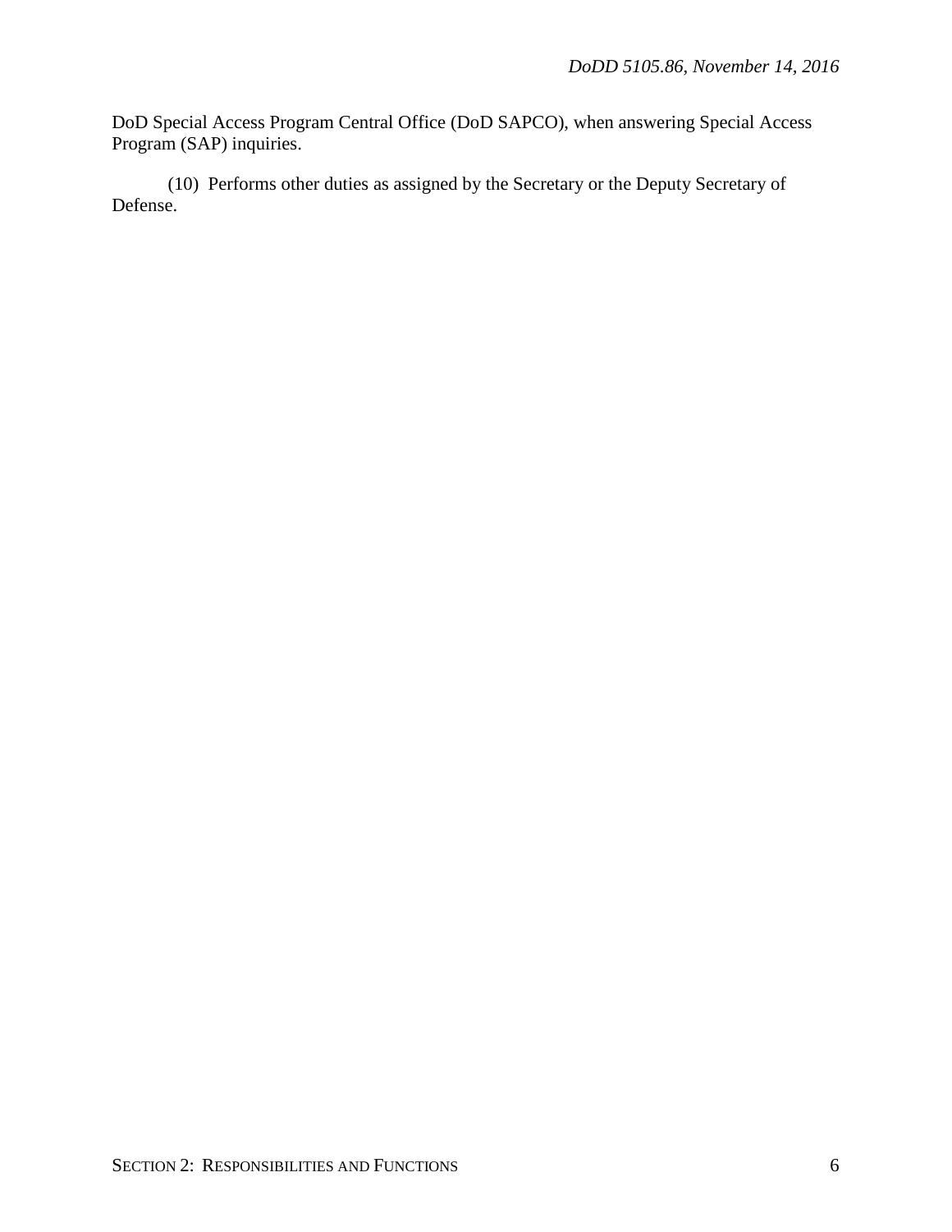DoD Special Access Program Central Office (DoD SAPCO), when answering Special Access Program (SAP) inquiries.

(10) Performs other duties as assigned by the Secretary or the Deputy Secretary of Defense.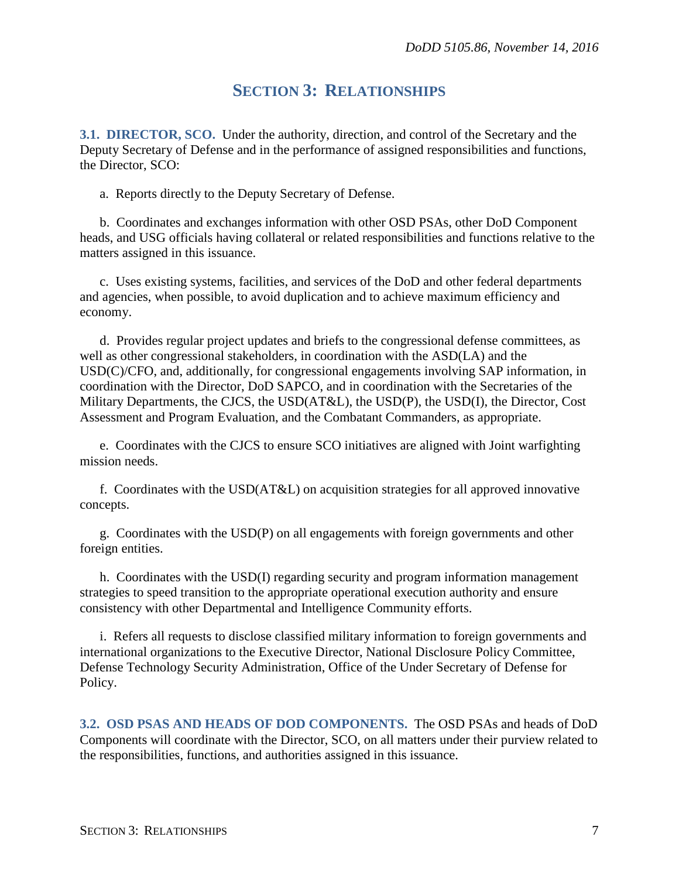## SECTION 3: RELATIONSHIPS

**3.1. DIRECTOR, SCO.** Under the authority, direction, and control of the Secretary and the Deputy Secretary of Defense and in the performance of assigned responsibilities and functions, the Director, SCO:

a. Reports directly to the Deputy Secretary of Defense.

b. Coordinates and exchanges information with other OSD PSAs, other DoD Component heads, and USG officials having collateral or related responsibilities and functions relative to the matters assigned in this issuance.

c. Uses existing systems, facilities, and services of the DoD and other federal departments and agencies, when possible, to avoid duplication and to achieve maximum efficiency and economy.

d. Provides regular project updates and briefs to the congressional defense committees, as well as other congressional stakeholders, in coordination with the ASD(LA) and the USD(C)/CFO, and, additionally, for congressional engagements involving SAP information, in coordination with the Director, DoD SAPCO, and in coordination with the Secretaries of the Military Departments, the CJCS, the USD(AT&L), the USD(P), the USD(I), the Director, Cost Assessment and Program Evaluation, and the Combatant Commanders, as appropriate.

e. Coordinates with the CJCS to ensure SCO initiatives are aligned with Joint warfighting mission needs.

f. Coordinates with the USD(AT&L) on acquisition strategies for all approved innovative concepts.

g. Coordinates with the USD(P) on all engagements with foreign governments and other foreign entities.

h. Coordinates with the USD(I) regarding security and program information management strategies to speed transition to the appropriate operational execution authority and ensure consistency with other Departmental and Intelligence Community efforts.

i. Refers all requests to disclose classified military information to foreign governments and international organizations to the Executive Director, National Disclosure Policy Committee, Defense Technology Security Administration, Office of the Under Secretary of Defense for Policy.

**3.2. OSD PSAS AND HEADS OF DOD COMPONENTS.** The OSD PSAs and heads of DoD Components will coordinate with the Director, SCO, on all matters under their purview related to the responsibilities, functions, and authorities assigned in this issuance.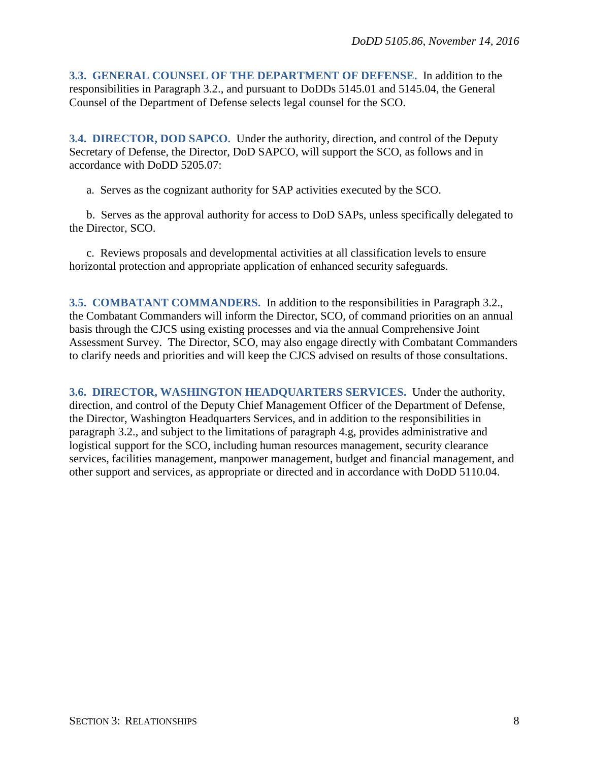**3.3. GENERAL COUNSEL OF THE DEPARTMENT OF DEFENSE.** In addition to the responsibilities in Paragraph 3.2., and pursuant to DoDDs 5145.01 and 5145.04, the General Counsel of the Department of Defense selects legal counsel for the SCO.

**3.4. DIRECTOR, DOD SAPCO.** Under the authority, direction, and control of the Deputy Secretary of Defense, the Director, DoD SAPCO, will support the SCO, as follows and in accordance with DoDD 5205.07:

a. Serves as the cognizant authority for SAP activities executed by the SCO.

b. Serves as the approval authority for access to DoD SAPs, unless specifically delegated to the Director, SCO.

c. Reviews proposals and developmental activities at all classification levels to ensure horizontal protection and appropriate application of enhanced security safeguards.

**3.5. COMBATANT COMMANDERS.** In addition to the responsibilities in Paragraph 3.2., the Combatant Commanders will inform the Director, SCO, of command priorities on an annual basis through the CJCS using existing processes and via the annual Comprehensive Joint Assessment Survey. The Director, SCO, may also engage directly with Combatant Commanders to clarify needs and priorities and will keep the CJCS advised on results of those consultations.

**3.6. DIRECTOR, WASHINGTON HEADQUARTERS SERVICES.** Under the authority, direction, and control of the Deputy Chief Management Officer of the Department of Defense, the Director, Washington Headquarters Services, and in addition to the responsibilities in paragraph 3.2., and subject to the limitations of paragraph 4.g, provides administrative and logistical support for the SCO, including human resources management, security clearance services, facilities management, manpower management, budget and financial management, and other support and services, as appropriate or directed and in accordance with DoDD 5110.04.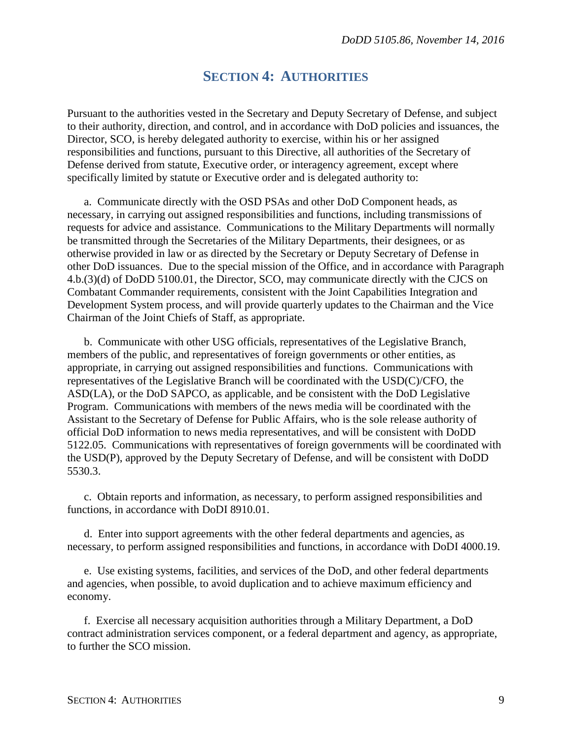# SECTION 4: AUTHORITIES

Pursuant to the authorities vested in the Secretary and Deputy Secretary of Defense, and subject to their authority, direction, and control, and in accordance with DoD policies and issuances, the Director, SCO, is hereby delegated authority to exercise, within his or her assigned responsibilities and functions, pursuant to this Directive, all authorities of the Secretary of Defense derived from statute, Executive order, or interagency agreement, except where specifically limited by statute or Executive order and is delegated authority to:

a. Communicate directly with the OSD PSAs and other DoD Component heads, as necessary, in carrying out assigned responsibilities and functions, including transmissions of requests for advice and assistance. Communications to the Military Departments will normally be transmitted through the Secretaries of the Military Departments, their designees, or as otherwise provided in law or as directed by the Secretary or Deputy Secretary of Defense in other DoD issuances. Due to the special mission of the Office, and in accordance with Paragraph 4.b.(3)(d) of DoDD 5100.01, the Director, SCO, may communicate directly with the CJCS on Combatant Commander requirements, consistent with the Joint Capabilities Integration and Development System process, and will provide quarterly updates to the Chairman and the Vice Chairman of the Joint Chiefs of Staff, as appropriate.

b. Communicate with other USG officials, representatives of the Legislative Branch, members of the public, and representatives of foreign governments or other entities, as appropriate, in carrying out assigned responsibilities and functions. Communications with representatives of the Legislative Branch will be coordinated with the USD(C)/CFO, the ASD(LA), or the DoD SAPCO, as applicable, and be consistent with the DoD Legislative Program. Communications with members of the news media will be coordinated with the Assistant to the Secretary of Defense for Public Affairs, who is the sole release authority of official DoD information to news media representatives, and will be consistent with DoDD 5122.05. Communications with representatives of foreign governments will be coordinated with the USD(P), approved by the Deputy Secretary of Defense, and will be consistent with DoDD 5530.3.

c. Obtain reports and information, as necessary, to perform assigned responsibilities and functions, in accordance with DoDI 8910.01.

d. Enter into support agreements with the other federal departments and agencies, as necessary, to perform assigned responsibilities and functions, in accordance with DoDI 4000.19.

e. Use existing systems, facilities, and services of the DoD, and other federal departments and agencies, when possible, to avoid duplication and to achieve maximum efficiency and economy.

f. Exercise all necessary acquisition authorities through a Military Department, a DoD contract administration services component, or a federal department and agency, as appropriate, to further the SCO mission.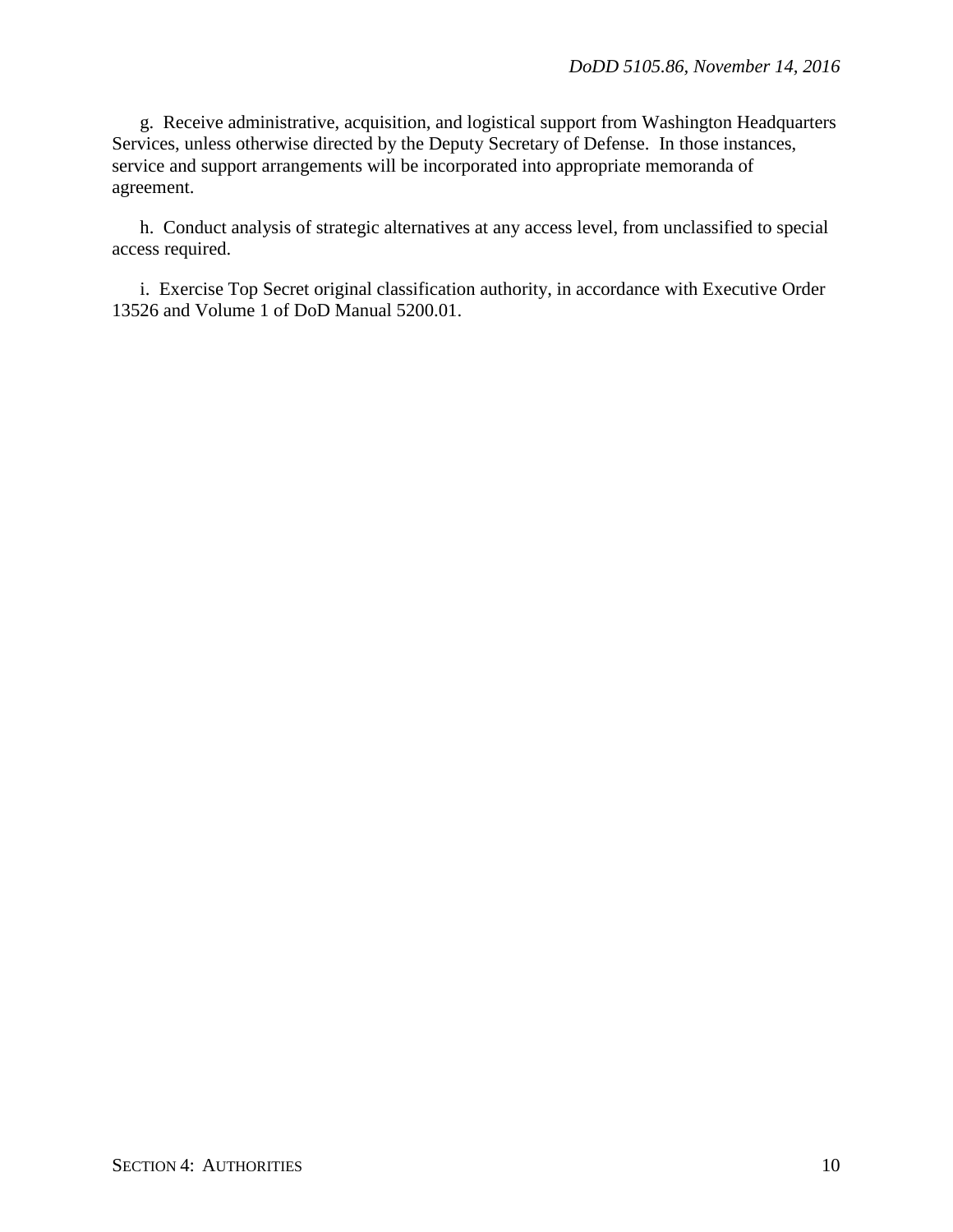g. Receive administrative, acquisition, and logistical support from Washington Headquarters Services, unless otherwise directed by the Deputy Secretary of Defense. In those instances, service and support arrangements will be incorporated into appropriate memoranda of agreement.

h. Conduct analysis of strategic alternatives at any access level, from unclassified to special access required.

i. Exercise Top Secret original classification authority, in accordance with Executive Order 13526 and Volume 1 of DoD Manual 5200.01.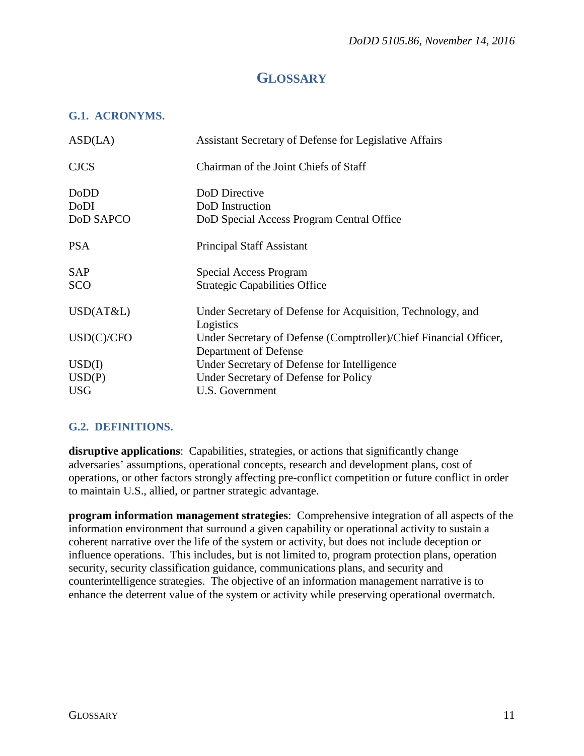# GLOSSARY

## G.1. ACRONYMS.

| | |
|---|---|
| ASD(LA) | Assistant Secretary of Defense for Legislative Affairs |
| CJCS | Chairman of the Joint Chiefs of Staff |
| DoDD | DoD Directive |
| DoDI | DoD Instruction |
| DoD SAPCO | DoD Special Access Program Central Office |
| PSA | Principal Staff Assistant |
| SAP | Special Access Program |
| SCO | Strategic Capabilities Office |
| USD(AT&L) | Under Secretary of Defense for Acquisition, Technology, and Logistics |
| USD(C)/CFO | Under Secretary of Defense (Comptroller)/Chief Financial Officer, Department of Defense |
| USD(I) | Under Secretary of Defense for Intelligence |
| USD(P) | Under Secretary of Defense for Policy |
| USG | U.S. Government |

## G.2. DEFINITIONS.

**disruptive applications**: Capabilities, strategies, or actions that significantly change adversaries' assumptions, operational concepts, research and development plans, cost of operations, or other factors strongly affecting pre-conflict competition or future conflict in order to maintain U.S., allied, or partner strategic advantage.

**program information management strategies**: Comprehensive integration of all aspects of the information environment that surround a given capability or operational activity to sustain a coherent narrative over the life of the system or activity, but does not include deception or influence operations. This includes, but is not limited to, program protection plans, operation security, security classification guidance, communications plans, and security and counterintelligence strategies. The objective of an information management narrative is to enhance the deterrent value of the system or activity while preserving operational overmatch.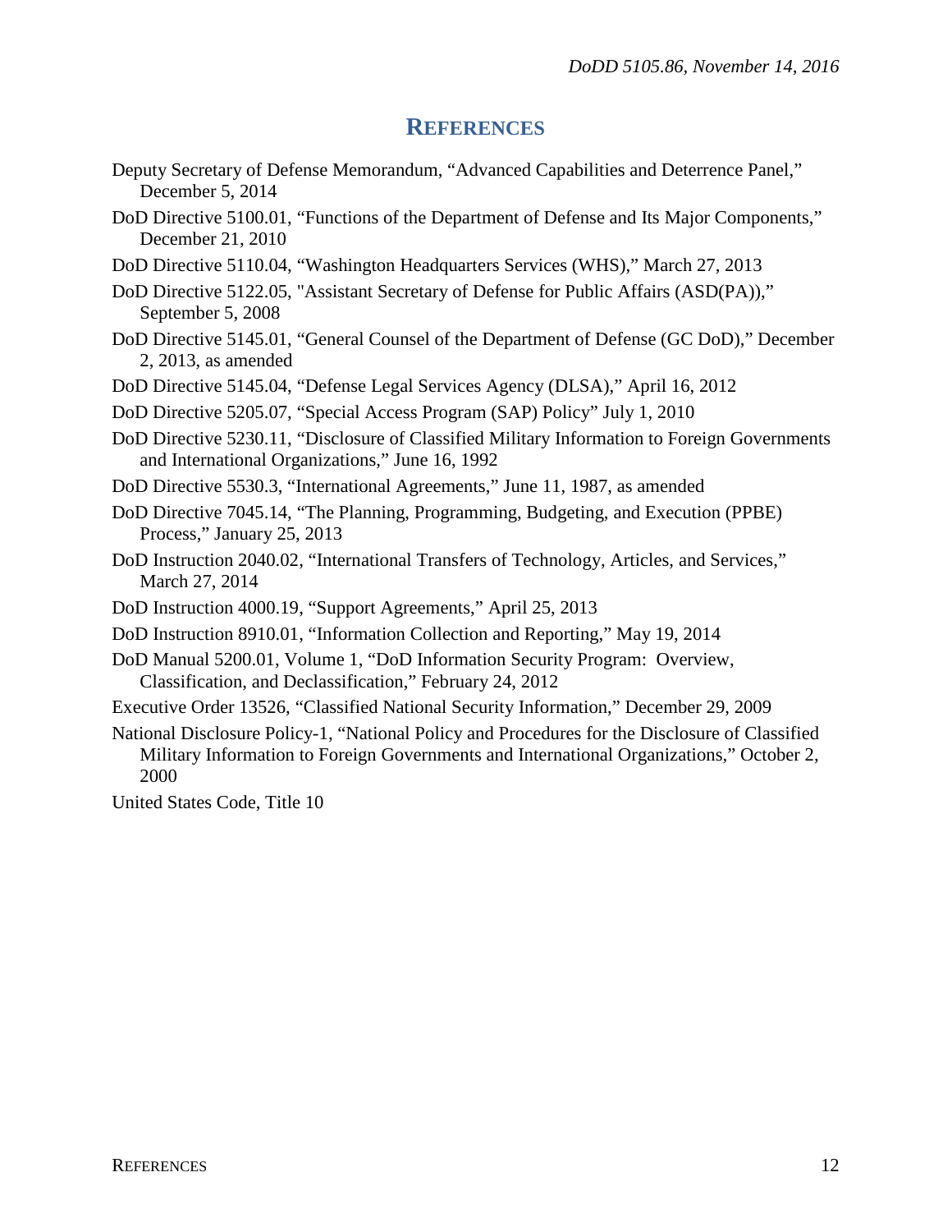# REFERENCES

Deputy Secretary of Defense Memorandum, "Advanced Capabilities and Deterrence Panel," December 5, 2014

DoD Directive 5100.01, "Functions of the Department of Defense and Its Major Components," December 21, 2010

DoD Directive 5110.04, "Washington Headquarters Services (WHS)," March 27, 2013

DoD Directive 5122.05, "Assistant Secretary of Defense for Public Affairs (ASD(PA))," September 5, 2008

DoD Directive 5145.01, "General Counsel of the Department of Defense (GC DoD)," December 2, 2013, as amended

DoD Directive 5145.04, "Defense Legal Services Agency (DLSA)," April 16, 2012

DoD Directive 5205.07, "Special Access Program (SAP) Policy" July 1, 2010

DoD Directive 5230.11, "Disclosure of Classified Military Information to Foreign Governments and International Organizations," June 16, 1992

DoD Directive 5530.3, "International Agreements," June 11, 1987, as amended

DoD Directive 7045.14, "The Planning, Programming, Budgeting, and Execution (PPBE) Process," January 25, 2013

DoD Instruction 2040.02, "International Transfers of Technology, Articles, and Services," March 27, 2014

DoD Instruction 4000.19, "Support Agreements," April 25, 2013

DoD Instruction 8910.01, "Information Collection and Reporting," May 19, 2014

DoD Manual 5200.01, Volume 1, "DoD Information Security Program: Overview, Classification, and Declassification," February 24, 2012

Executive Order 13526, "Classified National Security Information," December 29, 2009

National Disclosure Policy-1, "National Policy and Procedures for the Disclosure of Classified Military Information to Foreign Governments and International Organizations," October 2, 2000

United States Code, Title 10